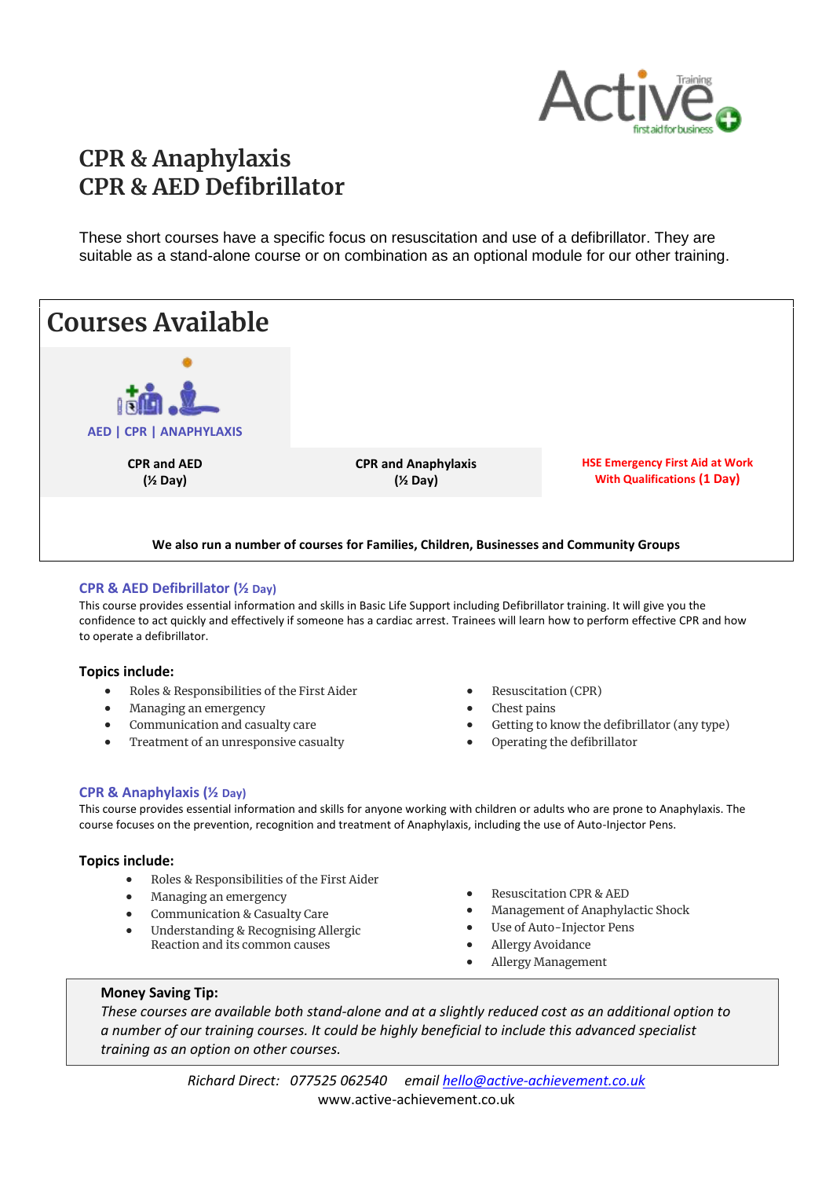# CPR & Anaphylaxis
# CPR & AED Defibrillator

These short courses have a specific focus on resuscitation and use of a defibrillator. They are suitable as a stand-alone course or on combination as an optional module for our other training.

## Courses Available

AED | CPR | ANAPHYLAXIS

| CPR and AED (½ Day) | CPR and Anaphylaxis (½ Day) | HSE Emergency First Aid at Work With Qualifications (1 Day) |
|---|---|---|

**We also run a number of courses for Families, Children, Businesses and Community Groups**

### CPR & AED Defibrillator (½ Day)

This course provides essential information and skills in Basic Life Support including Defibrillator training. It will give you the confidence to act quickly and effectively if someone has a cardiac arrest. Trainees will learn how to perform effective CPR and how to operate a defibrillator.

**Topics include:**

- Roles & Responsibilities of the First Aider
- Managing an emergency
- Communication and casualty care
- Treatment of an unresponsive casualty
- Resuscitation (CPR)
- Chest pains
- Getting to know the defibrillator (any type)
- Operating the defibrillator

### CPR & Anaphylaxis (½ Day)

This course provides essential information and skills for anyone working with children or adults who are prone to Anaphylaxis. The course focuses on the prevention, recognition and treatment of Anaphylaxis, including the use of Auto-Injector Pens.

**Topics include:**

- Roles & Responsibilities of the First Aider
- Managing an emergency
- Communication & Casualty Care
- Understanding & Recognising Allergic Reaction and its common causes
- Resuscitation CPR & AED
- Management of Anaphylactic Shock
- Use of Auto-Injector Pens
- Allergy Avoidance
- Allergy Management

**Money Saving Tip:**

*These courses are available both stand-alone and at a slightly reduced cost as an additional option to a number of our training courses. It could be highly beneficial to include this advanced specialist training as an option on other courses.*

*Richard Direct: 077525 062540 email hello@active-achievement.co.uk*

www.active-achievement.co.uk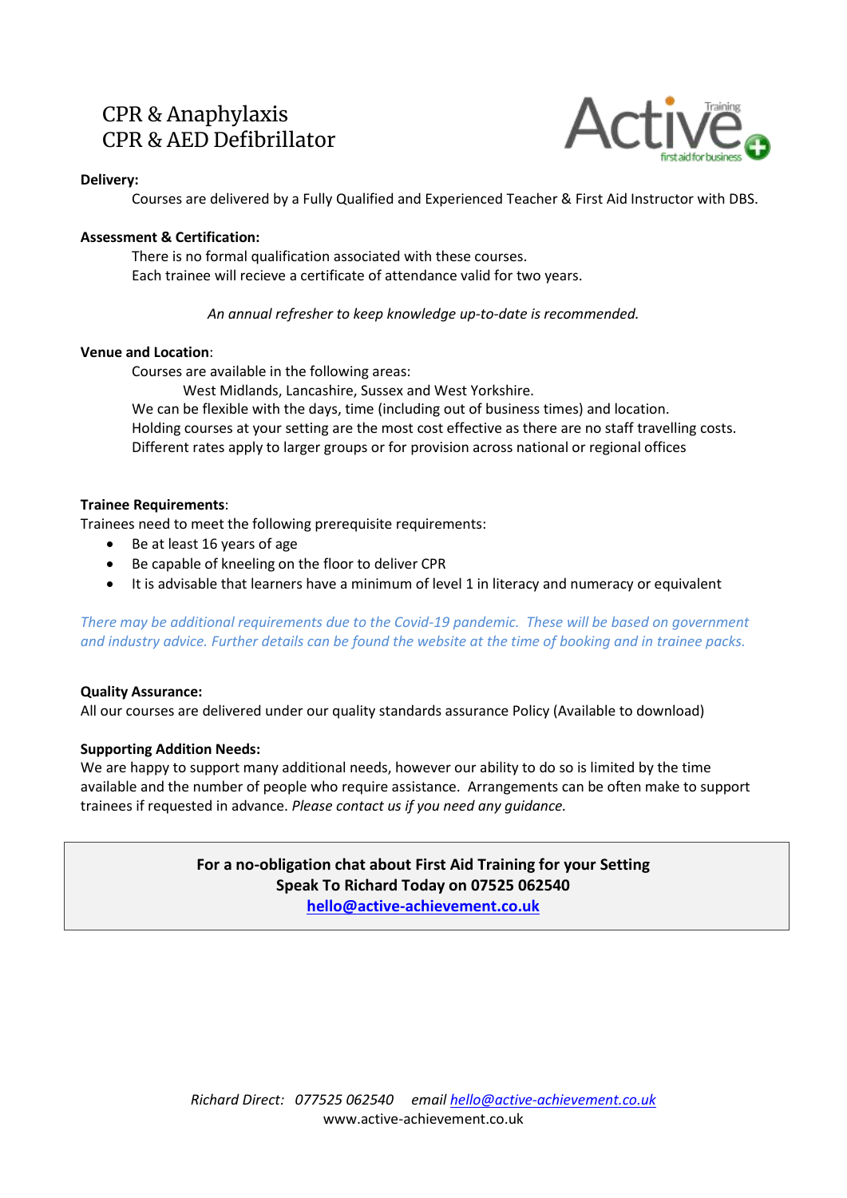# CPR & Anaphylaxis
# CPR & AED Defibrillator

**Delivery:**

Courses are delivered by a Fully Qualified and Experienced Teacher & First Aid Instructor with DBS.

**Assessment & Certification:**

There is no formal qualification associated with these courses.
Each trainee will recieve a certificate of attendance valid for two years.

*An annual refresher to keep knowledge up-to-date is recommended.*

**Venue and Location**:

Courses are available in the following areas:

West Midlands, Lancashire, Sussex and West Yorkshire.

We can be flexible with the days, time (including out of business times) and location.
Holding courses at your setting are the most cost effective as there are no staff travelling costs.
Different rates apply to larger groups or for provision across national or regional offices

**Trainee Requirements**:

Trainees need to meet the following prerequisite requirements:

- Be at least 16 years of age
- Be capable of kneeling on the floor to deliver CPR
- It is advisable that learners have a minimum of level 1 in literacy and numeracy or equivalent

*There may be additional requirements due to the Covid-19 pandemic. These will be based on government and industry advice. Further details can be found the website at the time of booking and in trainee packs.*

**Quality Assurance:**

All our courses are delivered under our quality standards assurance Policy (Available to download)

**Supporting Addition Needs:**

We are happy to support many additional needs, however our ability to do so is limited by the time available and the number of people who require assistance. Arrangements can be often make to support trainees if requested in advance. *Please contact us if you need any guidance.*

**For a no-obligation chat about First Aid Training for your Setting**
**Speak To Richard Today on 07525 062540**
**hello@active-achievement.co.uk**

*Richard Direct: 077525 062540 email hello@active-achievement.co.uk*
www.active-achievement.co.uk